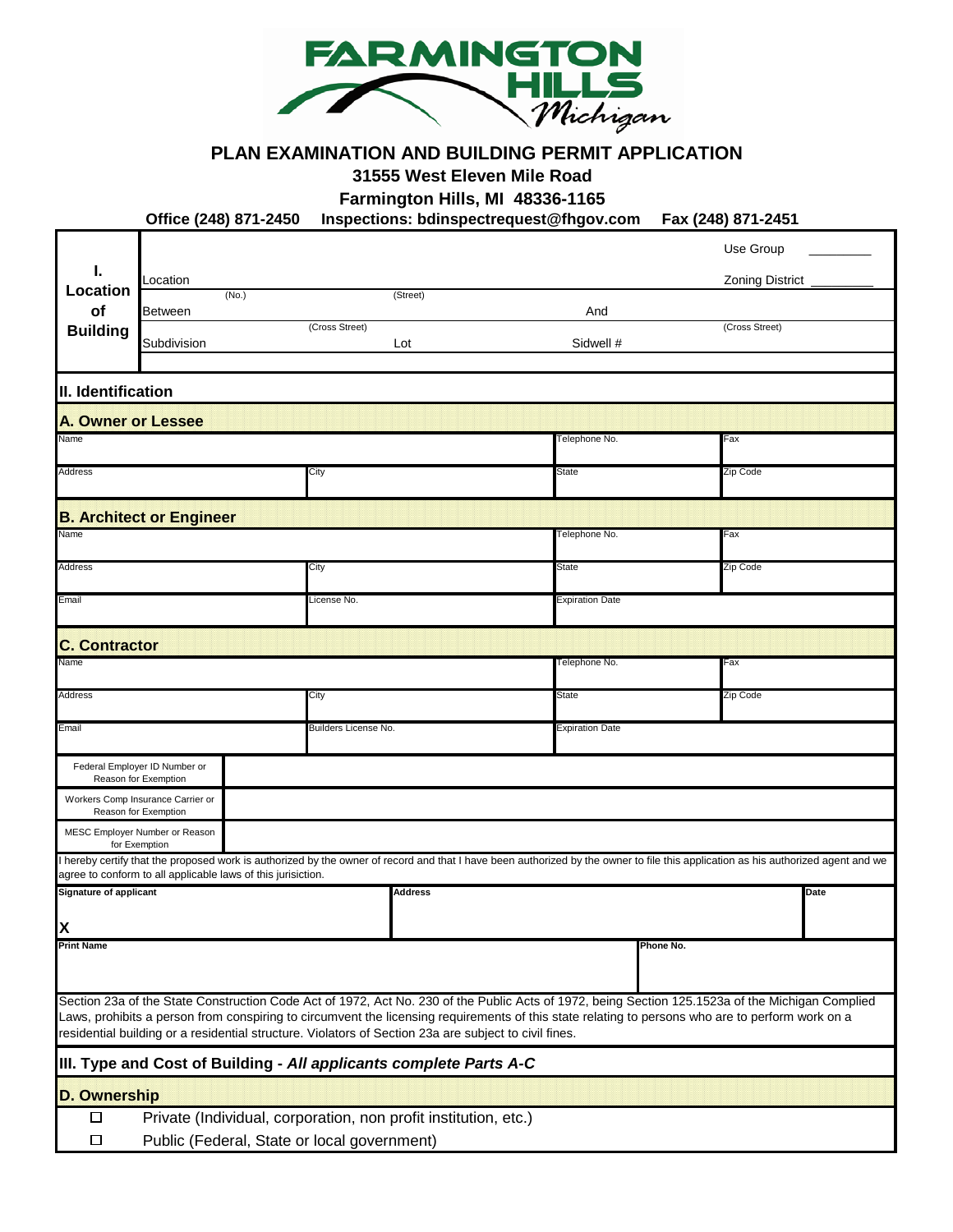# PLAN EXAMINATION AND BUILDING PERMIT APPLICATION

**31555 West Eleven Mile Road**

**Farmington Hills, MI 48336-1165**

**Office (248) 871-2450 Inspections: bdinspectrequest@fhgov.com Fax (248) 871-2451**

## I. Location of Building

| | | | |
|---|---|---|---|
| | | | Use Group _________ |
| Location (No.) | (Street) | | Zoning District _________ |
| Between | (Cross Street) | And | (Cross Street) |
| Subdivision | Lot | Sidwell # | |

## II. Identification

### A. Owner or Lessee

| Name | | Telephone No. | Fax |
|---|---|---|---|
| Address | City | State | Zip Code |

### B. Architect or Engineer

| Name | | Telephone No. | Fax |
|---|---|---|---|
| Address | City | State | Zip Code |
| Email | License No. | Expiration Date | |

### C. Contractor

| Name | | Telephone No. | Fax |
|---|---|---|---|
| Address | City | State | Zip Code |
| Email | Builders License No. | Expiration Date | |

| | |
|---|---|
| Federal Employer ID Number or Reason for Exemption | |
| Workers Comp Insurance Carrier or Reason for Exemption | |
| MESC Employer Number or Reason for Exemption | |

I hereby certify that the proposed work is authorized by the owner of record and that I have been authorized by the owner to file this application as his authorized agent and we agree to conform to all applicable laws of this jurisiction.

| Signature of applicant | Address | Date |
|---|---|---|
| X | | |

| Print Name | Phone No. |
|---|---|
| | |

Section 23a of the State Construction Code Act of 1972, Act No. 230 of the Public Acts of 1972, being Section 125.1523a of the Michigan Complied Laws, prohibits a person from conspiring to circumvent the licensing requirements of this state relating to persons who are to perform work on a residential building or a residential structure. Violators of Section 23a are subject to civil fines.

## III. Type and Cost of Building - *All applicants complete Parts A-C*

### D. Ownership

- ☐ Private (Individual, corporation, non profit institution, etc.)
- ☐ Public (Federal, State or local government)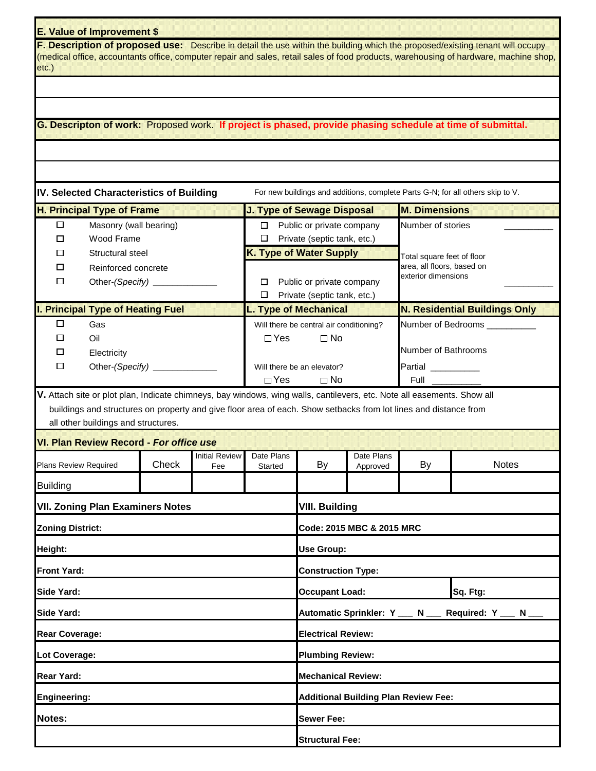**E. Value of Improvement $**

**F. Description of proposed use:** Describe in detail the use within the building which the proposed/existing tenant will occupy (medical office, accountants office, computer repair and sales, retail sales of food products, warehousing of hardware, machine shop, etc.)

**G. Descripton of work:** Proposed work. **If project is phased, provide phasing schedule at time of submittal.**

## IV. Selected Characteristics of Building

For new buildings and additions, complete Parts G-N; for all others skip to V.

**H. Principal Type of Frame**

- ☐ Masonry (wall bearing)
- ☐ Wood Frame
- ☐ Structural steel
- ☐ Reinforced concrete
- ☐ Other-*(Specify)* ____________

**J. Type of Sewage Disposal**

- ☐ Public or private company
- ☐ Private (septic tank, etc.)

**K. Type of Water Supply**

- ☐ Public or private company
- ☐ Private (septic tank, etc.)

**M. Dimensions**

Number of stories __________

Total square feet of floor area, all floors, based on exterior dimensions __________

**I. Principal Type of Heating Fuel**

- ☐ Gas
- ☐ Oil
- ☐ Electricity
- ☐ Other-*(Specify)* ____________

**L. Type of Mechanical**

Will there be central air conditioning? ☐ Yes ☐ No

Will there be an elevator? ☐ Yes ☐ No

**N. Residential Buildings Only**

Number of Bedrooms __________

Number of Bathrooms

Partial __________

Full __________

**V.** Attach site or plot plan, Indicate chimneys, bay windows, wing walls, cantilevers, etc. Note all easements. Show all buildings and structures on property and give floor area of each. Show setbacks from lot lines and distance from all other buildings and structures.

## VI. Plan Review Record - *For office use*

| Plans Review Required | Check | Initial Review Fee | Date Plans Started | By | Date Plans Approved | By | Notes |
|---|---|---|---|---|---|---|---|
| Building | | | | | | | |

| VII. Zoning Plan Examiners Notes | VIII. Building |
|---|---|
| Zoning District: | Code: 2015 MBC & 2015 MRC |
| Height: | Use Group: |
| Front Yard: | Construction Type: |
| Side Yard: | Occupant Load: Sq. Ftg: |
| Side Yard: | Automatic Sprinkler: Y ___ N ___ Required: Y ___ N ___ |
| Rear Coverage: | Electrical Review: |
| Lot Coverage: | Plumbing Review: |
| Rear Yard: | Mechanical Review: |
| Engineering: | Additional Building Plan Review Fee: |
| Notes: | Sewer Fee: |
| | Structural Fee: |